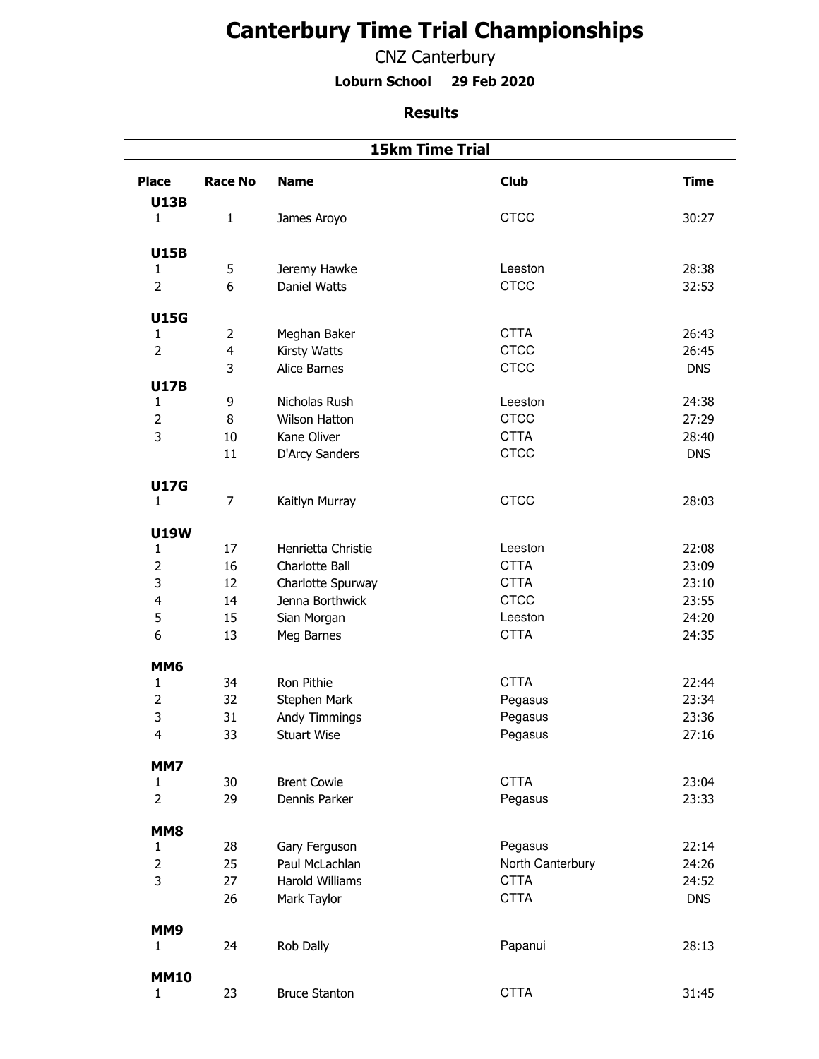# Canterbury Time Trial Championships

CNZ Canterbury

**Loburn School 29 Feb 2020**

**Results**

## 15km Time Trial

| Place | Race No | Name | Club | Time |
|---|---|---|---|---|
| **U13B** | | | | |
| 1 | 1 | James Aroyo | CTCC | 30:27 |
| **U15B** | | | | |
| 1 | 5 | Jeremy Hawke | Leeston | 28:38 |
| 2 | 6 | Daniel Watts | CTCC | 32:53 |
| **U15G** | | | | |
| 1 | 2 | Meghan Baker | CTTA | 26:43 |
| 2 | 4 | Kirsty Watts | CTCC | 26:45 |
| | 3 | Alice Barnes | CTCC | DNS |
| **U17B** | | | | |
| 1 | 9 | Nicholas Rush | Leeston | 24:38 |
| 2 | 8 | Wilson Hatton | CTCC | 27:29 |
| 3 | 10 | Kane Oliver | CTTA | 28:40 |
| | 11 | D'Arcy Sanders | CTCC | DNS |
| **U17G** | | | | |
| 1 | 7 | Kaitlyn Murray | CTCC | 28:03 |
| **U19W** | | | | |
| 1 | 17 | Henrietta Christie | Leeston | 22:08 |
| 2 | 16 | Charlotte Ball | CTTA | 23:09 |
| 3 | 12 | Charlotte Spurway | CTTA | 23:10 |
| 4 | 14 | Jenna Borthwick | CTCC | 23:55 |
| 5 | 15 | Sian Morgan | Leeston | 24:20 |
| 6 | 13 | Meg Barnes | CTTA | 24:35 |
| **MM6** | | | | |
| 1 | 34 | Ron Pithie | CTTA | 22:44 |
| 2 | 32 | Stephen Mark | Pegasus | 23:34 |
| 3 | 31 | Andy Timmings | Pegasus | 23:36 |
| 4 | 33 | Stuart Wise | Pegasus | 27:16 |
| **MM7** | | | | |
| 1 | 30 | Brent Cowie | CTTA | 23:04 |
| 2 | 29 | Dennis Parker | Pegasus | 23:33 |
| **MM8** | | | | |
| 1 | 28 | Gary Ferguson | Pegasus | 22:14 |
| 2 | 25 | Paul McLachlan | North Canterbury | 24:26 |
| 3 | 27 | Harold Williams | CTTA | 24:52 |
| | 26 | Mark Taylor | CTTA | DNS |
| **MM9** | | | | |
| 1 | 24 | Rob Dally | Papanui | 28:13 |
| **MM10** | | | | |
| 1 | 23 | Bruce Stanton | CTTA | 31:45 |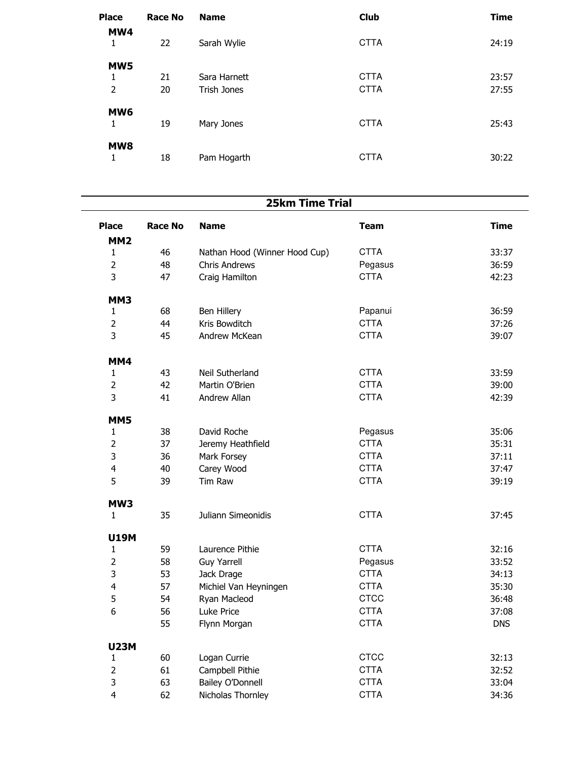| Place | Race No | Name | Club | Time |
|---|---|---|---|---|
| **MW4** | | | | |
| 1 | 22 | Sarah Wylie | CTTA | 24:19 |
| **MW5** | | | | |
| 1 | 21 | Sara Harnett | CTTA | 23:57 |
| 2 | 20 | Trish Jones | CTTA | 27:55 |
| **MW6** | | | | |
| 1 | 19 | Mary Jones | CTTA | 25:43 |
| **MW8** | | | | |
| 1 | 18 | Pam Hogarth | CTTA | 30:22 |

## 25km Time Trial

| Place | Race No | Name | Team | Time |
|---|---|---|---|---|
| **MM2** | | | | |
| 1 | 46 | Nathan Hood (Winner Hood Cup) | CTTA | 33:37 |
| 2 | 48 | Chris Andrews | Pegasus | 36:59 |
| 3 | 47 | Craig Hamilton | CTTA | 42:23 |
| **MM3** | | | | |
| 1 | 68 | Ben Hillery | Papanui | 36:59 |
| 2 | 44 | Kris Bowditch | CTTA | 37:26 |
| 3 | 45 | Andrew McKean | CTTA | 39:07 |
| **MM4** | | | | |
| 1 | 43 | Neil Sutherland | CTTA | 33:59 |
| 2 | 42 | Martin O'Brien | CTTA | 39:00 |
| 3 | 41 | Andrew Allan | CTTA | 42:39 |
| **MM5** | | | | |
| 1 | 38 | David Roche | Pegasus | 35:06 |
| 2 | 37 | Jeremy Heathfield | CTTA | 35:31 |
| 3 | 36 | Mark Forsey | CTTA | 37:11 |
| 4 | 40 | Carey Wood | CTTA | 37:47 |
| 5 | 39 | Tim Raw | CTTA | 39:19 |
| **MW3** | | | | |
| 1 | 35 | Juliann Simeonidis | CTTA | 37:45 |
| **U19M** | | | | |
| 1 | 59 | Laurence Pithie | CTTA | 32:16 |
| 2 | 58 | Guy Yarrell | Pegasus | 33:52 |
| 3 | 53 | Jack Drage | CTTA | 34:13 |
| 4 | 57 | Michiel Van Heyningen | CTTA | 35:30 |
| 5 | 54 | Ryan Macleod | CTCC | 36:48 |
| 6 | 56 | Luke Price | CTTA | 37:08 |
| | 55 | Flynn Morgan | CTTA | DNS |
| **U23M** | | | | |
| 1 | 60 | Logan Currie | CTCC | 32:13 |
| 2 | 61 | Campbell Pithie | CTTA | 32:52 |
| 3 | 63 | Bailey O'Donnell | CTTA | 33:04 |
| 4 | 62 | Nicholas Thornley | CTTA | 34:36 |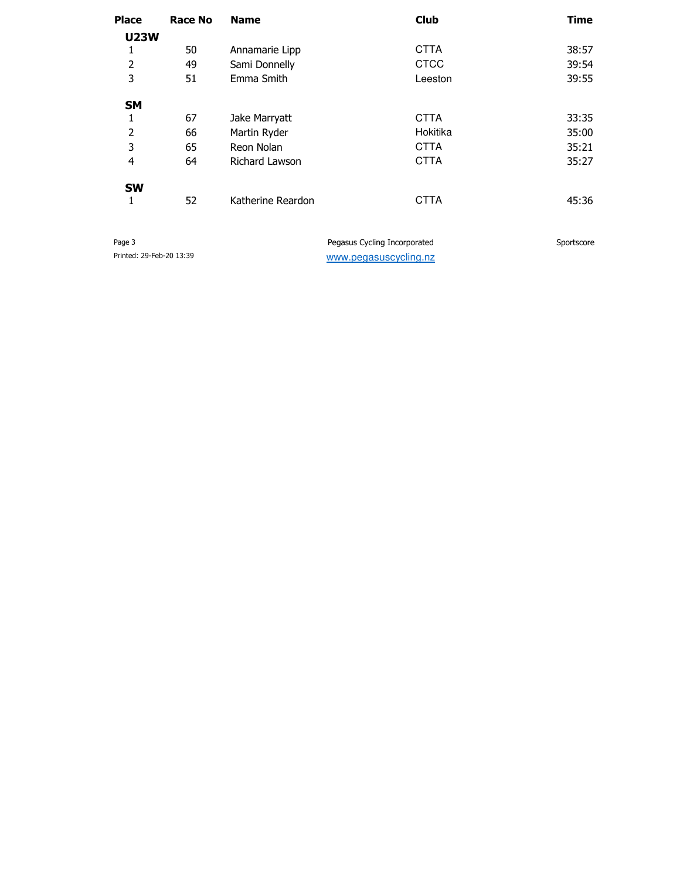| Place | Race No | Name | Club | Time |
|---|---|---|---|---|
| **U23W** | | | | |
| 1 | 50 | Annamarie Lipp | CTTA | 38:57 |
| 2 | 49 | Sami Donnelly | CTCC | 39:54 |
| 3 | 51 | Emma Smith | Leeston | 39:55 |
| **SM** | | | | |
| 1 | 67 | Jake Marryatt | CTTA | 33:35 |
| 2 | 66 | Martin Ryder | Hokitika | 35:00 |
| 3 | 65 | Reon Nolan | CTTA | 35:21 |
| 4 | 64 | Richard Lawson | CTTA | 35:27 |
| **SW** | | | | |
| 1 | 52 | Katherine Reardon | CTTA | 45:36 |

Printed: 29-Feb-20 13:39

Pegasus Cycling Incorporated

www.pegasuscycling.nz

Sportscore